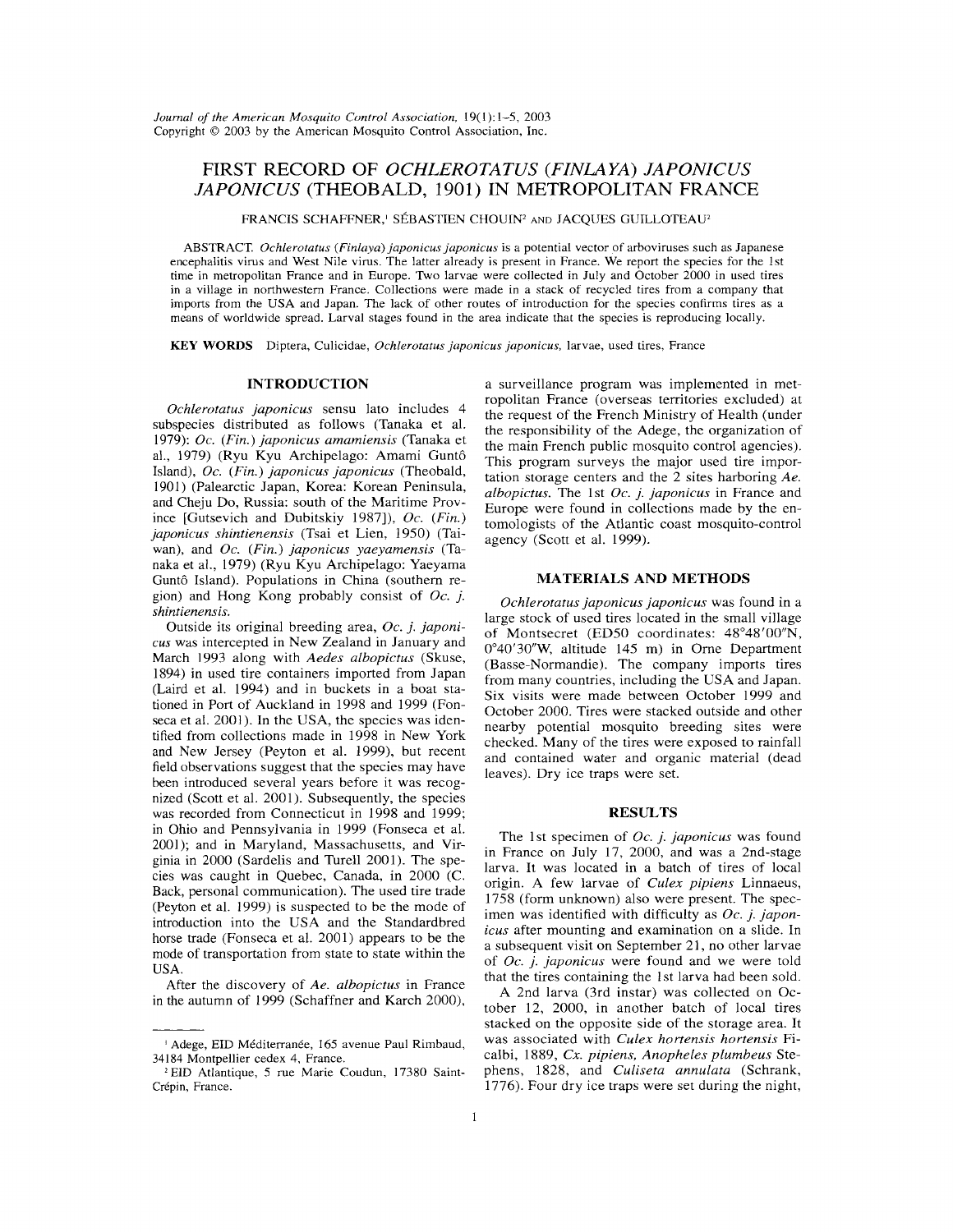# FIRST RECORD OF *OCHLEROTATUS (FINLAYA) JAPONICUS JAPONICUS* (THEOBALD, 1901) IN METROPOLITAN FRANCE

FRANCIS SCHAFFNER,[1] SÉBASTIEN CHOUIN[2] AND JACQUES GUILLOTEAU[2]

ABSTRACT. *Ochlerotatus (Finlaya) japonicus japonicus* is a potential vector of arboviruses such as Japanese encephalitis virus and West Nile virus. The latter already is present in France. We report the species for the 1st time in metropolitan France and in Europe. Two larvae were collected in July and October 2000 in used tires in a village in northwestern France. Collections were made in a stack of recycled tires from a company that imports from the USA and Japan. The lack of other routes of introduction for the species confirms tires as a means of worldwide spread. Larval stages found in the area indicate that the species is reproducing locally.

**KEY WORDS** Diptera, Culicidae, *Ochlerotatus japonicus japonicus*, larvae, used tires, France

## INTRODUCTION

*Ochlerotatus japonicus* sensu lato includes 4 subspecies distributed as follows (Tanaka et al. 1979): *Oc. (Fin.) japonicus amamiensis* (Tanaka et al., 1979) (Ryu Kyu Archipelago: Amami Guntô Island), *Oc. (Fin.) japonicus japonicus* (Theobald, 1901) (Palearctic Japan, Korea: Korean Peninsula, and Cheju Do, Russia: south of the Maritime Province [Gutsevich and Dubitskiy 1987]), *Oc. (Fin.) japonicus shintienensis* (Tsai et Lien, 1950) (Taiwan), and *Oc. (Fin.) japonicus yaeyamensis* (Tanaka et al., 1979) (Ryu Kyu Archipelago: Yaeyama Guntô Island). Populations in China (southern region) and Hong Kong probably consist of *Oc. j. shintienensis*.

Outside its original breeding area, *Oc. j. japonicus* was intercepted in New Zealand in January and March 1993 along with *Aedes albopictus* (Skuse, 1894) in used tire containers imported from Japan (Laird et al. 1994) and in buckets in a boat stationed in Port of Auckland in 1998 and 1999 (Fonseca et al. 2001). In the USA, the species was identified from collections made in 1998 in New York and New Jersey (Peyton et al. 1999), but recent field observations suggest that the species may have been introduced several years before it was recognized (Scott et al. 2001). Subsequently, the species was recorded from Connecticut in 1998 and 1999; in Ohio and Pennsylvania in 1999 (Fonseca et al. 2001); and in Maryland, Massachusetts, and Virginia in 2000 (Sardelis and Turell 2001). The species was caught in Quebec, Canada, in 2000 (C. Back, personal communication). The used tire trade (Peyton et al. 1999) is suspected to be the mode of introduction into the USA and the Standardbred horse trade (Fonseca et al. 2001) appears to be the mode of transportation from state to state within the USA.

After the discovery of *Ae. albopictus* in France in the autumn of 1999 (Schaffner and Karch 2000), a surveillance program was implemented in metropolitan France (overseas territories excluded) at the request of the French Ministry of Health (under the responsibility of the Adege, the organization of the main French public mosquito control agencies). This program surveys the major used tire importation storage centers and the 2 sites harboring *Ae. albopictus*. The 1st *Oc. j. japonicus* in France and Europe were found in collections made by the entomologists of the Atlantic coast mosquito-control agency (Scott et al. 1999).

## MATERIALS AND METHODS

*Ochlerotatus japonicus japonicus* was found in a large stock of used tires located in the small village of Montsecret (ED50 coordinates: 48°48′00″N, 0°40′30″W, altitude 145 m) in Orne Department (Basse-Normandie). The company imports tires from many countries, including the USA and Japan. Six visits were made between October 1999 and October 2000. Tires were stacked outside and other nearby potential mosquito breeding sites were checked. Many of the tires were exposed to rainfall and contained water and organic material (dead leaves). Dry ice traps were set.

## RESULTS

The 1st specimen of *Oc. j. japonicus* was found in France on July 17, 2000, and was a 2nd-stage larva. It was located in a batch of tires of local origin. A few larvae of *Culex pipiens* Linnaeus, 1758 (form unknown) also were present. The specimen was identified with difficulty as *Oc. j. japonicus* after mounting and examination on a slide. In a subsequent visit on September 21, no other larvae of *Oc. j. japonicus* were found and we were told that the tires containing the 1st larva had been sold.

A 2nd larva (3rd instar) was collected on October 12, 2000, in another batch of local tires stacked on the opposite side of the storage area. It was associated with *Culex hortensis hortensis* Ficalbi, 1889, *Cx. pipiens*, *Anopheles plumbeus* Stephens, 1828, and *Culiseta annulata* (Schrank, 1776). Four dry ice traps were set during the night,

---

[1] Adege, EID Méditerranée, 165 avenue Paul Rimbaud, 34184 Montpellier cedex 4, France.

[2] EID Atlantique, 5 rue Marie Coudun, 17380 Saint-Crépin, France.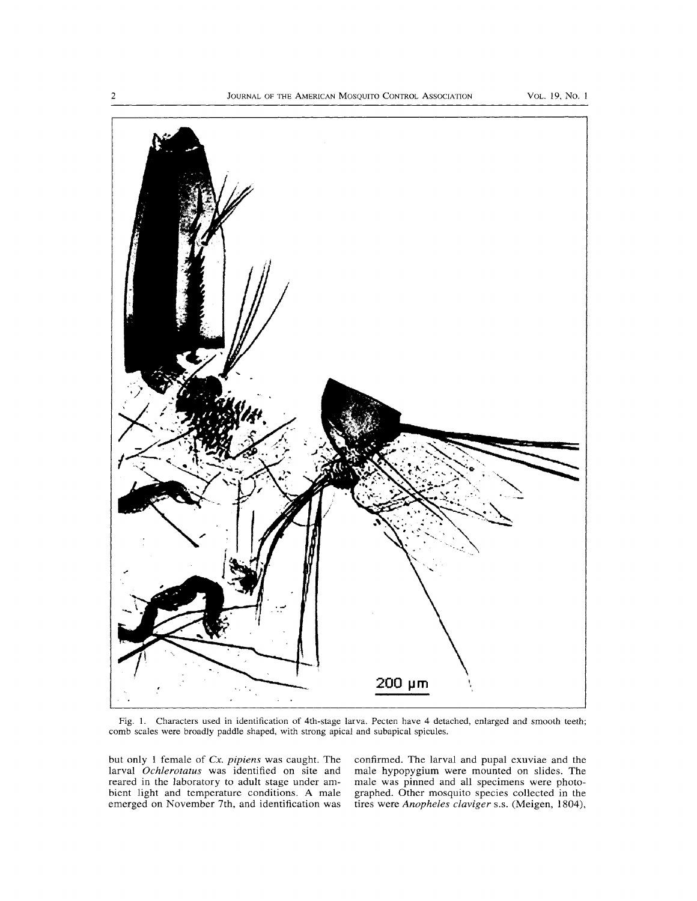Fig. 1. Characters used in identification of 4th-stage larva. Pecten have 4 detached, enlarged and smooth teeth; comb scales were broadly paddle shaped, with strong apical and subapical spicules.

but only 1 female of *Cx. pipiens* was caught. The larval *Ochlerotatus* was identified on site and reared in the laboratory to adult stage under ambient light and temperature conditions. A male emerged on November 7th, and identification was confirmed. The larval and pupal exuviae and the male hypopygium were mounted on slides. The male was pinned and all specimens were photographed. Other mosquito species collected in the tires were *Anopheles claviger* s.s. (Meigen, 1804),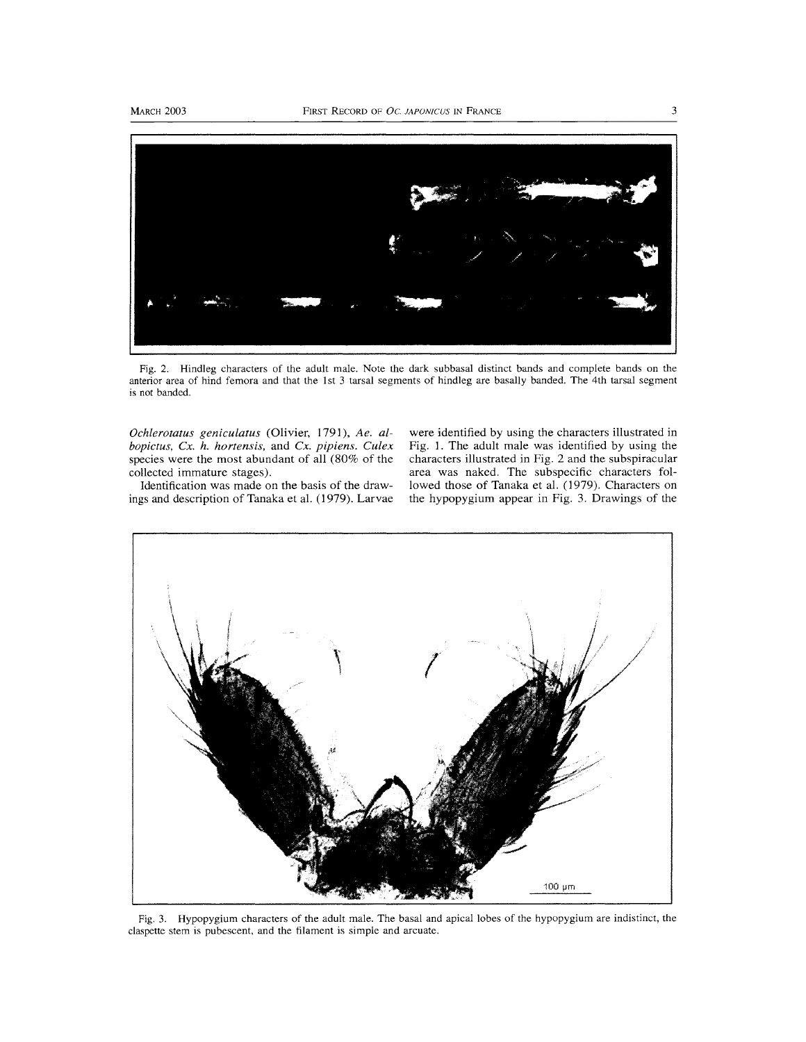Fig. 2. Hindleg characters of the adult male. Note the dark subbasal distinct bands and complete bands on the anterior area of hind femora and that the 1st 3 tarsal segments of hindleg are basally banded. The 4th tarsal segment is not banded.

*Ochlerotatus geniculatus* (Olivier, 1791), *Ae. albopictus*, *Cx. h. hortensis*, and *Cx. pipiens*. *Culex* species were the most abundant of all (80% of the collected immature stages).

Identification was made on the basis of the drawings and description of Tanaka et al. (1979). Larvae were identified by using the characters illustrated in Fig. 1. The adult male was identified by using the characters illustrated in Fig. 2 and the subspiracular area was naked. The subspecific characters followed those of Tanaka et al. (1979). Characters on the hypopygium appear in Fig. 3. Drawings of the

Fig. 3. Hypopygium characters of the adult male. The basal and apical lobes of the hypopygium are indistinct, the claspette stem is pubescent, and the filament is simple and arcuate.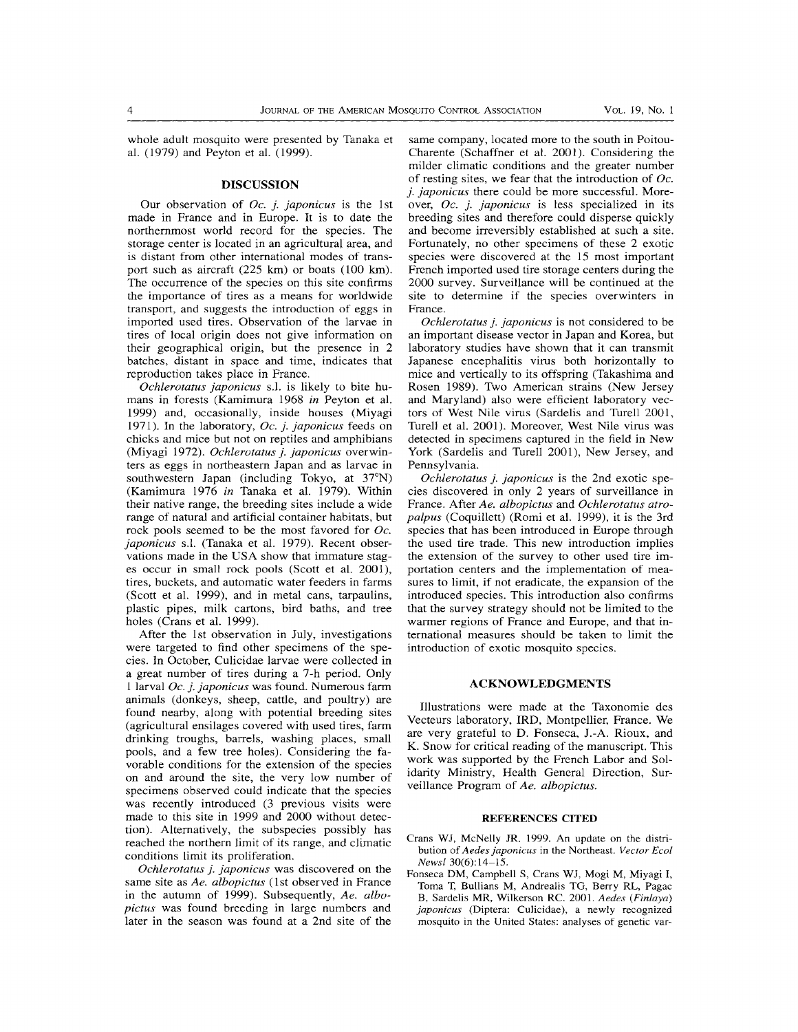whole adult mosquito were presented by Tanaka et al. (1979) and Peyton et al. (1999).

## DISCUSSION

Our observation of *Oc. j. japonicus* is the 1st made in France and in Europe. It is to date the northernmost world record for the species. The storage center is located in an agricultural area, and is distant from other international modes of transport such as aircraft (225 km) or boats (100 km). The occurrence of the species on this site confirms the importance of tires as a means for worldwide transport, and suggests the introduction of eggs in imported used tires. Observation of the larvae in tires of local origin does not give information on their geographical origin, but the presence in 2 batches, distant in space and time, indicates that reproduction takes place in France.

*Ochlerotatus japonicus* s.l. is likely to bite humans in forests (Kamimura 1968 *in* Peyton et al. 1999) and, occasionally, inside houses (Miyagi 1971). In the laboratory, *Oc. j. japonicus* feeds on chicks and mice but not on reptiles and amphibians (Miyagi 1972). *Ochlerotatus j. japonicus* overwinters as eggs in northeastern Japan and as larvae in southwestern Japan (including Tokyo, at 37°N) (Kamimura 1976 *in* Tanaka et al. 1979). Within their native range, the breeding sites include a wide range of natural and artificial container habitats, but rock pools seemed to be the most favored for *Oc. japonicus* s.l. (Tanaka et al. 1979). Recent observations made in the USA show that immature stages occur in small rock pools (Scott et al. 2001), tires, buckets, and automatic water feeders in farms (Scott et al. 1999), and in metal cans, tarpaulins, plastic pipes, milk cartons, bird baths, and tree holes (Crans et al. 1999).

After the 1st observation in July, investigations were targeted to find other specimens of the species. In October, Culicidae larvae were collected in a great number of tires during a 7-h period. Only 1 larval *Oc. j. japonicus* was found. Numerous farm animals (donkeys, sheep, cattle, and poultry) are found nearby, along with potential breeding sites (agricultural ensilages covered with used tires, farm drinking troughs, barrels, washing places, small pools, and a few tree holes). Considering the favorable conditions for the extension of the species on and around the site, the very low number of specimens observed could indicate that the species was recently introduced (3 previous visits were made to this site in 1999 and 2000 without detection). Alternatively, the subspecies possibly has reached the northern limit of its range, and climatic conditions limit its proliferation.

*Ochlerotatus j. japonicus* was discovered on the same site as *Ae. albopictus* (1st observed in France in the autumn of 1999). Subsequently, *Ae. albopictus* was found breeding in large numbers and later in the season was found at a 2nd site of the same company, located more to the south in Poitou-Charente (Schaffner et al. 2001). Considering the milder climatic conditions and the greater number of resting sites, we fear that the introduction of *Oc. j. japonicus* there could be more successful. Moreover, *Oc. j. japonicus* is less specialized in its breeding sites and therefore could disperse quickly and become irreversibly established at such a site. Fortunately, no other specimens of these 2 exotic species were discovered at the 15 most important French imported used tire storage centers during the 2000 survey. Surveillance will be continued at the site to determine if the species overwinters in France.

*Ochlerotatus j. japonicus* is not considered to be an important disease vector in Japan and Korea, but laboratory studies have shown that it can transmit Japanese encephalitis virus both horizontally to mice and vertically to its offspring (Takashima and Rosen 1989). Two American strains (New Jersey and Maryland) also were efficient laboratory vectors of West Nile virus (Sardelis and Turell 2001, Turell et al. 2001). Moreover, West Nile virus was detected in specimens captured in the field in New York (Sardelis and Turell 2001), New Jersey, and Pennsylvania.

*Ochlerotatus j. japonicus* is the 2nd exotic species discovered in only 2 years of surveillance in France. After *Ae. albopictus* and *Ochlerotatus atropalpus* (Coquillett) (Romi et al. 1999), it is the 3rd species that has been introduced in Europe through the used tire trade. This new introduction implies the extension of the survey to other used tire importation centers and the implementation of measures to limit, if not eradicate, the expansion of the introduced species. This introduction also confirms that the survey strategy should not be limited to the warmer regions of France and Europe, and that international measures should be taken to limit the introduction of exotic mosquito species.

## ACKNOWLEDGMENTS

Illustrations were made at the Taxonomie des Vecteurs laboratory, IRD, Montpellier, France. We are very grateful to D. Fonseca, J.-A. Rioux, and K. Snow for critical reading of the manuscript. This work was supported by the French Labor and Solidarity Ministry, Health General Direction, Surveillance Program of *Ae. albopictus*.

## REFERENCES CITED

Crans WJ, McNelly JR. 1999. An update on the distribution of *Aedes japonicus* in the Northeast. *Vector Ecol Newsl* 30(6):14–15.

Fonseca DM, Campbell S, Crans WJ, Mogi M, Miyagi I, Toma T, Bullians M, Andrealis TG, Berry RL, Pagac B, Sardelis MR, Wilkerson RC. 2001. *Aedes (Finlaya) japonicus* (Diptera: Culicidae), a newly recognized mosquito in the United States: analyses of genetic var-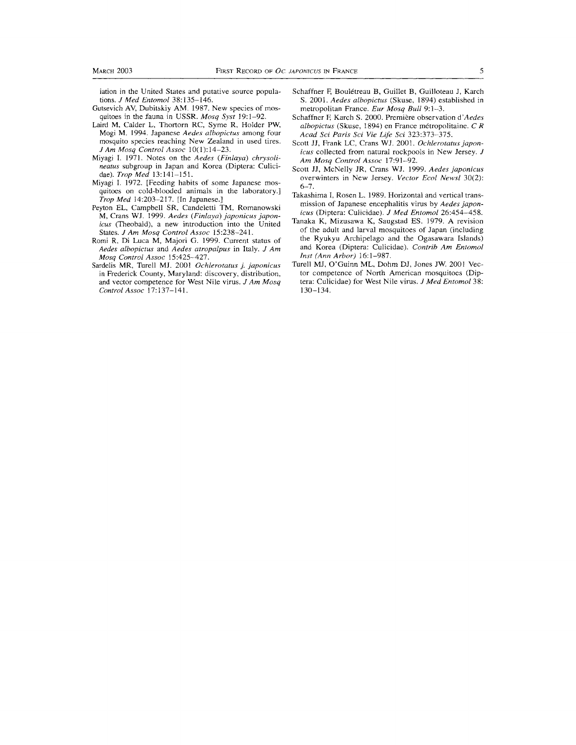iation in the United States and putative source populations. *J Med Entomol* 38:135–146.

Gutsevich AV, Dubitskiy AM. 1987. New species of mosquitoes in the fauna in USSR. *Mosq Syst* 19:1–92.

Laird M, Calder L, Thortorn RC, Syme R, Holder PW, Mogi M. 1994. Japanese *Aedes albopictus* among four mosquito species reaching New Zealand in used tires. *J Am Mosq Control Assoc* 10(1):14–23.

Miyagi I. 1971. Notes on the *Aedes (Finlaya) chrysolineatus* subgroup in Japan and Korea (Diptera: Culicidae). *Trop Med* 13:141–151.

Miyagi I. 1972. [Feeding habits of some Japanese mosquitoes on cold-blooded animals in the laboratory.] *Trop Med* 14:203–217. [In Japanese.]

Peyton EL, Campbell SR, Candeletti TM, Romanowski M, Crans WJ. 1999. *Aedes (Finlaya) japonicus japonicus* (Theobald), a new introduction into the United States. *J Am Mosq Control Assoc* 15:238–241.

Romi R, Di Luca M, Majori G. 1999. Current status of *Aedes albopictus* and *Aedes atropalpus* in Italy. *J Am Mosq Control Assoc* 15:425–427.

Sardelis MR, Turell MJ. 2001 *Ochlerotatus j. japonicus* in Frederick County, Maryland: discovery, distribution, and vector competence for West Nile virus. *J Am Mosq Control Assoc* 17:137–141.

Schaffner F, Boulétreau B, Guillet B, Guilloteau J, Karch S. 2001. *Aedes albopictus* (Skuse, 1894) established in metropolitan France. *Eur Mosq Bull* 9:1–3.

Schaffner F, Karch S. 2000. Première observation d'*Aedes albopictus* (Skuse, 1894) en France métropolitaine. *C R Acad Sci Paris Sci Vie Life Sci* 323:373–375.

Scott JJ, Frank LC, Crans WJ. 2001. *Ochlerotatus japonicus* collected from natural rockpools in New Jersey. *J Am Mosq Control Assoc* 17:91–92.

Scott JJ, McNelly JR, Crans WJ. 1999. *Aedes japonicus* overwinters in New Jersey. *Vector Ecol Newsl* 30(2): 6–7.

Takashima I, Rosen L. 1989. Horizontal and vertical transmission of Japanese encephalitis virus by *Aedes japonicus* (Diptera: Culicidae). *J Med Entomol* 26:454–458.

Tanaka K, Mizusawa K, Saugstad ES. 1979. A revision of the adult and larval mosquitoes of Japan (including the Ryukyu Archipelago and the Ogasawara Islands) and Korea (Diptera: Culicidae). *Contrib Am Entomol Inst (Ann Arbor)* 16:1–987.

Turell MJ, O'Guinn ML, Dohm DJ, Jones JW. 2001 Vector competence of North American mosquitoes (Diptera: Culicidae) for West Nile virus. *J Med Entomol* 38: 130–134.